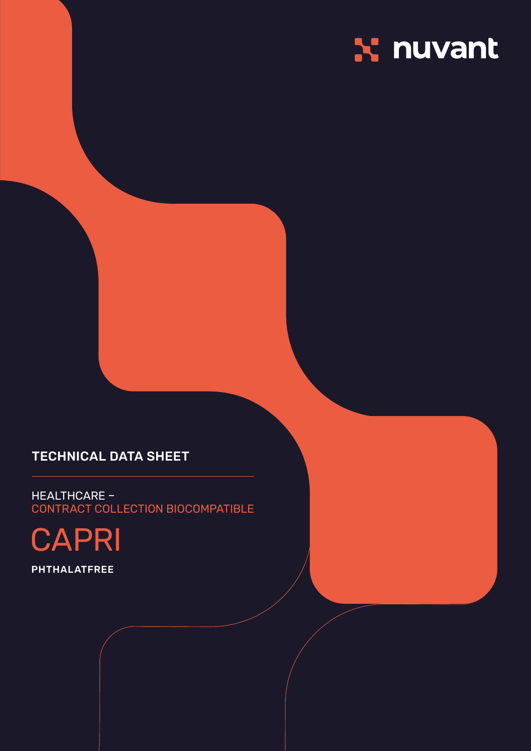nuvant

# TECHNICAL DATA SHEET

HEALTHCARE –
CONTRACT COLLECTION BIOCOMPATIBLE

# CAPRI

**PHTHALATFREE**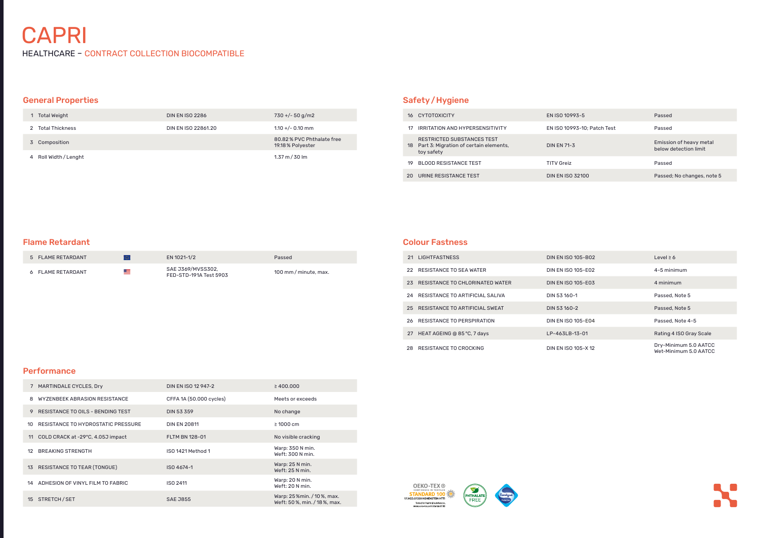# CAPRI

HEALTHCARE – CONTRACT COLLECTION BIOCOMPATIBLE

## General Properties

| | | | |
|---|---|---|---|
| 1 | Total Weight | DIN EN ISO 2286 | 730 +/- 50 g/m2 |
| 2 | Total Thickness | DIN EN ISO 22861.20 | 1.10 +/- 0.10 mm |
| 3 | Composition | | 80.82 % PVC Phthalate free<br>19.18 % Polyester |
| 4 | Roll Width / Lenght | | 1.37 m / 30 lm |

## Flame Retardant

| | | | | |
|---|---|---|---|---|
| 5 | FLAME RETARDANT | EU | EN 1021-1/2 | Passed |
| 6 | FLAME RETARDANT | US | SAE J369/MVSS302,<br>FED-STD-191A Test 5903 | 100 mm / minute, max. |

## Performance

| | | | |
|---|---|---|---|
| 7 | MARTINDALE CYCLES, Dry | DIN EN ISO 12 947-2 | ≥ 400.000 |
| 8 | WYZENBEEK ABRASION RESISTANCE | CFFA 1A (50.000 cycles) | Meets or exceeds |
| 9 | RESISTANCE TO OILS - BENDING TEST | DIN 53 359 | No change |
| 10 | RESISTANCE TO HYDROSTATIC PRESSURE | DIN EN 20811 | ≥ 1000 cm |
| 11 | COLD CRACK at -29°C, 4.05J impact | FLTM BN 128-01 | No visible cracking |
| 12 | BREAKING STRENGTH | ISO 1421 Method 1 | Warp: 350 N min.<br>Weft: 300 N min. |
| 13 | RESISTANCE TO TEAR (TONGUE) | ISO 4674-1 | Warp: 25 N min.<br>Weft: 25 N min. |
| 14 | ADHESION OF VINYL FILM TO FABRIC | ISO 2411 | Warp: 20 N min.<br>Weft: 20 N min. |
| 15 | STRETCH / SET | SAE J855 | Warp: 25 %min. / 10 %, max.<br>Weft: 50 %, min. / 18 %, max. |

## Safety / Hygiene

| | | | |
|---|---|---|---|
| 16 | CYTOTOXICITY | EN ISO 10993-5 | Passed |
| 17 | IRRITATION AND HYPERSENSITIVITY | EN ISO 10993-10; Patch Test | Passed |
| 18 | RESTRICTED SUBSTANCES TEST<br>Part 3: Migration of certain elements, toy safety | DIN EN 71-3 | Emission of heavy metal below detection limit |
| 19 | BLOOD RESISTANCE TEST | TITV Greiz | Passed |
| 20 | URINE RESISTANCE TEST | DIN EN ISO 32100 | Passed; No changes, note 5 |

## Colour Fastness

| | | | |
|---|---|---|---|
| 21 | LIGHTFASTNESS | DIN EN ISO 105-B02 | Level ≥ 6 |
| 22 | RESISTANCE TO SEA WATER | DIN EN ISO 105-E02 | 4-5 minimum |
| 23 | RESISTANCE TO CHLORINATED WATER | DIN EN ISO 105-E03 | 4 minimum |
| 24 | RESISTANCE TO ARTIFICIAL SALIVA | DIN 53 160-1 | Passed, Note 5 |
| 25 | RESISTANCE TO ARTIFICIAL SWEAT | DIN 53 160-2 | Passed, Note 5 |
| 26 | RESISTANCE TO PERSPIRATION | DIN EN ISO 105-E04 | Passed, Note 4-5 |
| 27 | HEAT AGEING @ 85 °C, 7 days | LP-463LB-13-01 | Rating 4 ISO Gray Scale |
| 28 | RESISTANCE TO CROCKING | DIN EN ISO 105-X 12 | Dry-Minimum 5.0 AATCC<br>Wet-Minimum 5.0 AATCC |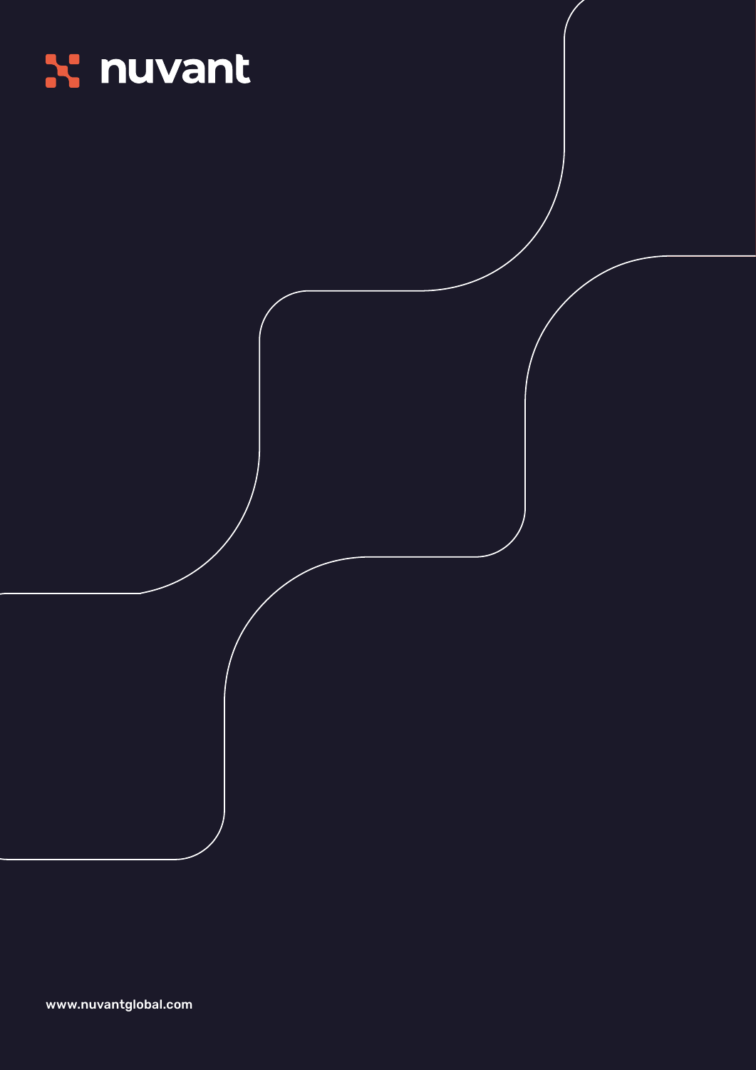nuvant

www.nuvantglobal.com